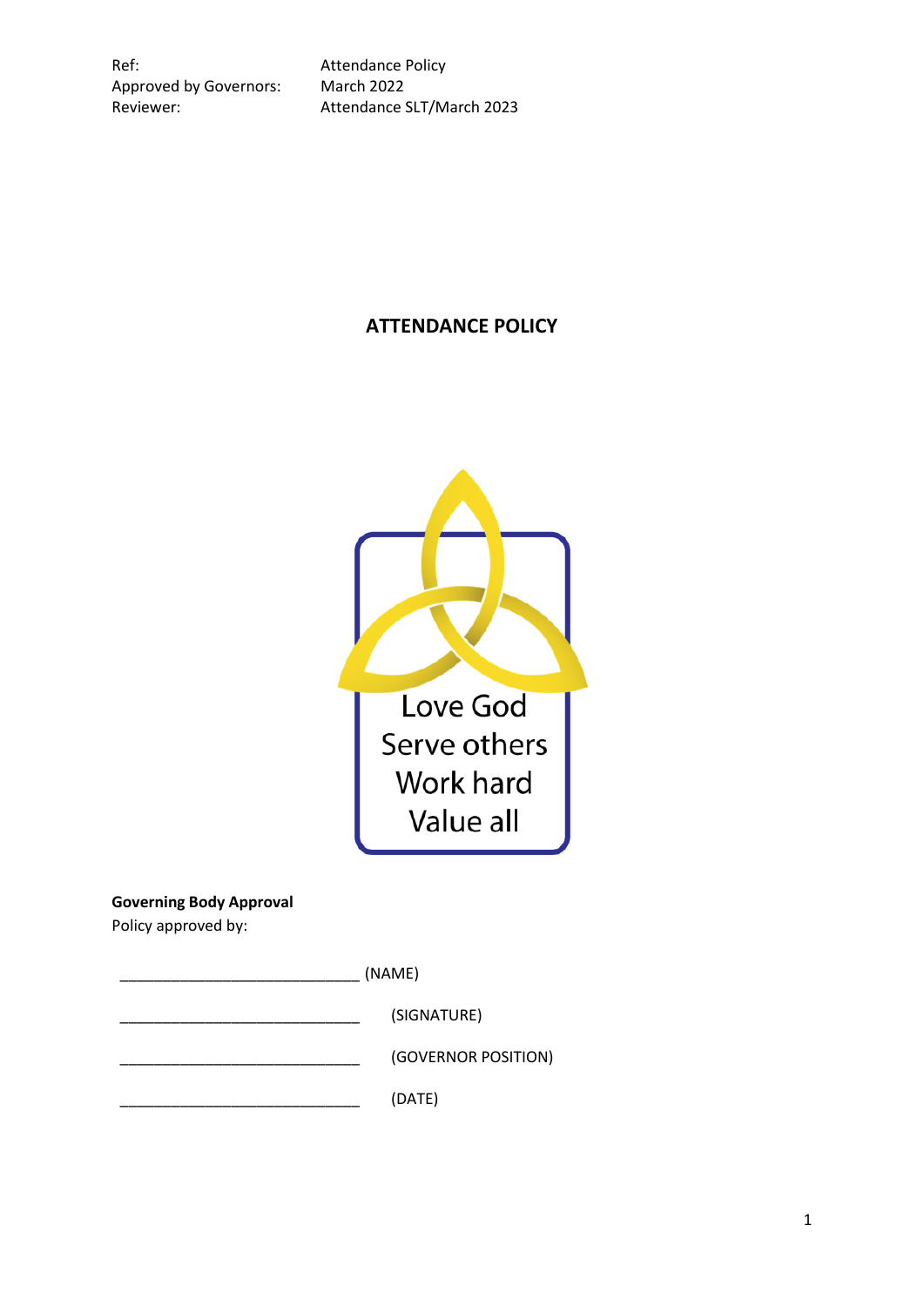| | |
|---|---|
| Ref: | Attendance Policy |
| Approved by Governors: | March 2022 |
| Reviewer: | Attendance SLT/March 2023 |

# ATTENDANCE POLICY

Love God
Serve others
Work hard
Value all

**Governing Body Approval**
Policy approved by:

_____________________________ (NAME)

_____________________________ (SIGNATURE)

_____________________________ (GOVERNOR POSITION)

_____________________________ (DATE)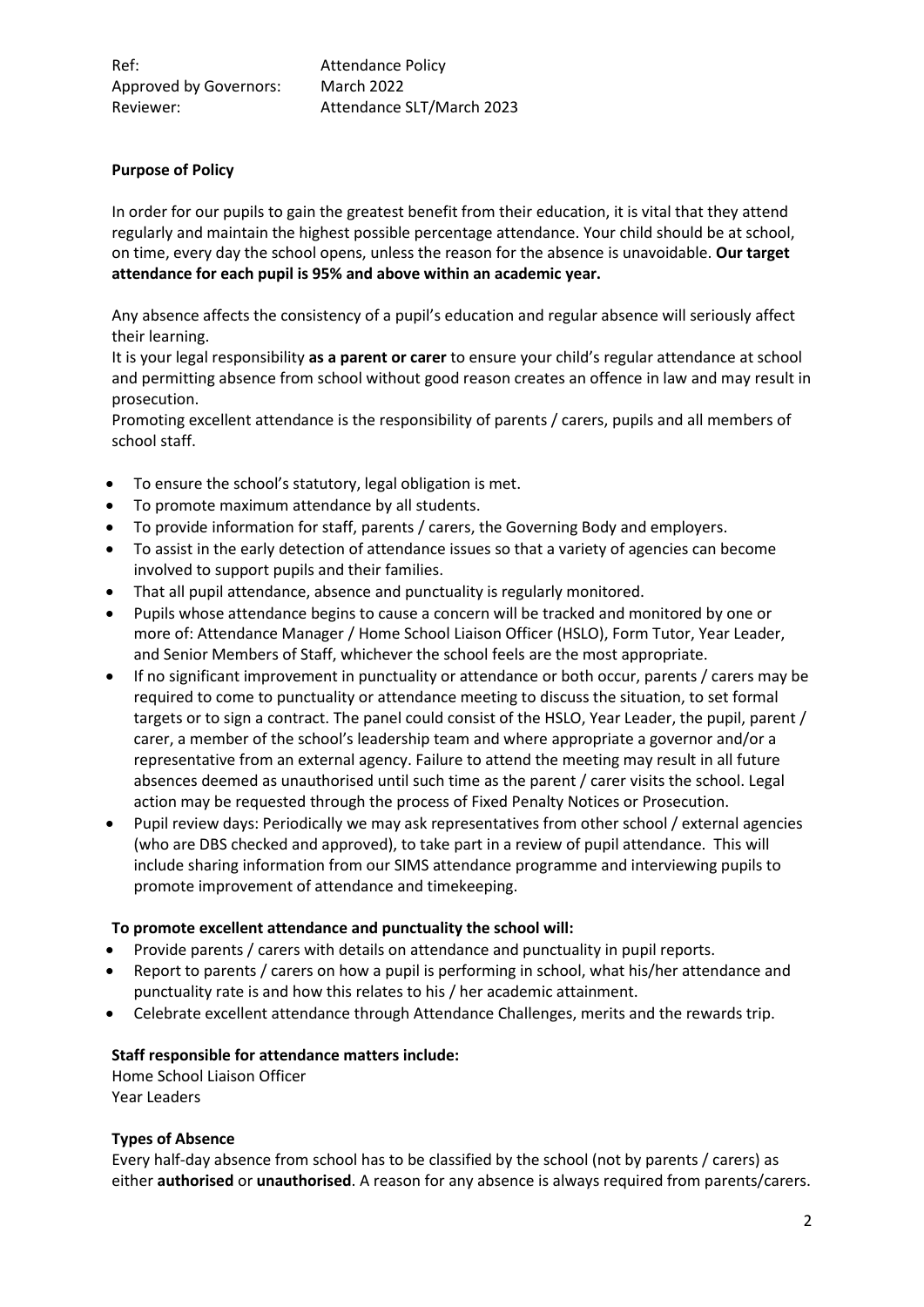Ref: Attendance Policy
Approved by Governors: March 2022
Reviewer: Attendance SLT/March 2023

**Purpose of Policy**

In order for our pupils to gain the greatest benefit from their education, it is vital that they attend regularly and maintain the highest possible percentage attendance. Your child should be at school, on time, every day the school opens, unless the reason for the absence is unavoidable. **Our target attendance for each pupil is 95% and above within an academic year.**

Any absence affects the consistency of a pupil's education and regular absence will seriously affect their learning.

It is your legal responsibility **as a parent or carer** to ensure your child's regular attendance at school and permitting absence from school without good reason creates an offence in law and may result in prosecution.

Promoting excellent attendance is the responsibility of parents / carers, pupils and all members of school staff.

- To ensure the school's statutory, legal obligation is met.
- To promote maximum attendance by all students.
- To provide information for staff, parents / carers, the Governing Body and employers.
- To assist in the early detection of attendance issues so that a variety of agencies can become involved to support pupils and their families.
- That all pupil attendance, absence and punctuality is regularly monitored.
- Pupils whose attendance begins to cause a concern will be tracked and monitored by one or more of: Attendance Manager / Home School Liaison Officer (HSLO), Form Tutor, Year Leader, and Senior Members of Staff, whichever the school feels are the most appropriate.
- If no significant improvement in punctuality or attendance or both occur, parents / carers may be required to come to punctuality or attendance meeting to discuss the situation, to set formal targets or to sign a contract. The panel could consist of the HSLO, Year Leader, the pupil, parent / carer, a member of the school's leadership team and where appropriate a governor and/or a representative from an external agency. Failure to attend the meeting may result in all future absences deemed as unauthorised until such time as the parent / carer visits the school. Legal action may be requested through the process of Fixed Penalty Notices or Prosecution.
- Pupil review days: Periodically we may ask representatives from other school / external agencies (who are DBS checked and approved), to take part in a review of pupil attendance. This will include sharing information from our SIMS attendance programme and interviewing pupils to promote improvement of attendance and timekeeping.

**To promote excellent attendance and punctuality the school will:**

- Provide parents / carers with details on attendance and punctuality in pupil reports.
- Report to parents / carers on how a pupil is performing in school, what his/her attendance and punctuality rate is and how this relates to his / her academic attainment.
- Celebrate excellent attendance through Attendance Challenges, merits and the rewards trip.

**Staff responsible for attendance matters include:**

Home School Liaison Officer
Year Leaders

**Types of Absence**

Every half-day absence from school has to be classified by the school (not by parents / carers) as either **authorised** or **unauthorised**. A reason for any absence is always required from parents/carers.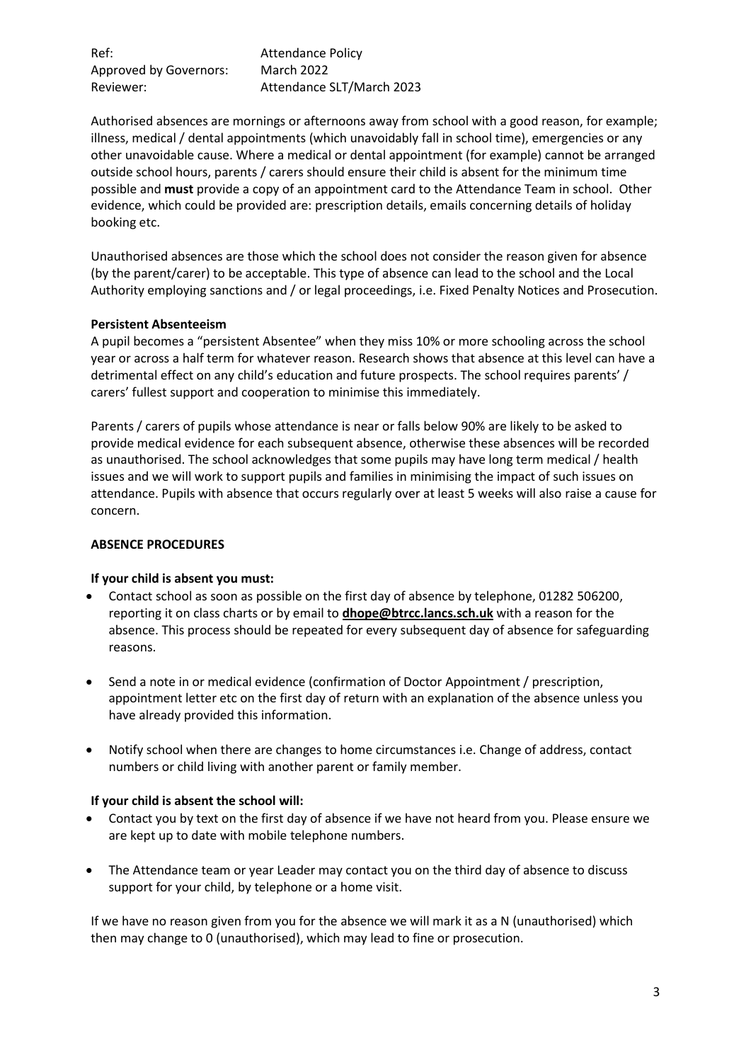| Ref: | Attendance Policy |
| --- | --- |
| Approved by Governors: | March 2022 |
| Reviewer: | Attendance SLT/March 2023 |

Authorised absences are mornings or afternoons away from school with a good reason, for example; illness, medical / dental appointments (which unavoidably fall in school time), emergencies or any other unavoidable cause. Where a medical or dental appointment (for example) cannot be arranged outside school hours, parents / carers should ensure their child is absent for the minimum time possible and **must** provide a copy of an appointment card to the Attendance Team in school. Other evidence, which could be provided are: prescription details, emails concerning details of holiday booking etc.

Unauthorised absences are those which the school does not consider the reason given for absence (by the parent/carer) to be acceptable. This type of absence can lead to the school and the Local Authority employing sanctions and / or legal proceedings, i.e. Fixed Penalty Notices and Prosecution.

**Persistent Absenteeism**

A pupil becomes a "persistent Absentee" when they miss 10% or more schooling across the school year or across a half term for whatever reason. Research shows that absence at this level can have a detrimental effect on any child's education and future prospects. The school requires parents' / carers' fullest support and cooperation to minimise this immediately.

Parents / carers of pupils whose attendance is near or falls below 90% are likely to be asked to provide medical evidence for each subsequent absence, otherwise these absences will be recorded as unauthorised. The school acknowledges that some pupils may have long term medical / health issues and we will work to support pupils and families in minimising the impact of such issues on attendance. Pupils with absence that occurs regularly over at least 5 weeks will also raise a cause for concern.

**ABSENCE PROCEDURES**

**If your child is absent you must:**

- Contact school as soon as possible on the first day of absence by telephone, 01282 506200, reporting it on class charts or by email to **dhope@btrcc.lancs.sch.uk** with a reason for the absence. This process should be repeated for every subsequent day of absence for safeguarding reasons.
- Send a note in or medical evidence (confirmation of Doctor Appointment / prescription, appointment letter etc on the first day of return with an explanation of the absence unless you have already provided this information.
- Notify school when there are changes to home circumstances i.e. Change of address, contact numbers or child living with another parent or family member.

**If your child is absent the school will:**

- Contact you by text on the first day of absence if we have not heard from you. Please ensure we are kept up to date with mobile telephone numbers.
- The Attendance team or year Leader may contact you on the third day of absence to discuss support for your child, by telephone or a home visit.

If we have no reason given from you for the absence we will mark it as a N (unauthorised) which then may change to 0 (unauthorised), which may lead to fine or prosecution.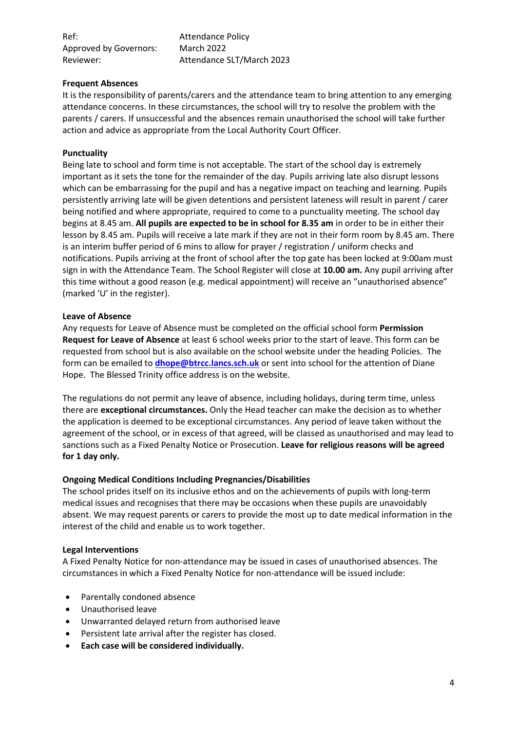| Ref: | Attendance Policy |
| --- | --- |
| Approved by Governors: | March 2022 |
| Reviewer: | Attendance SLT/March 2023 |

**Frequent Absences**

It is the responsibility of parents/carers and the attendance team to bring attention to any emerging attendance concerns. In these circumstances, the school will try to resolve the problem with the parents / carers. If unsuccessful and the absences remain unauthorised the school will take further action and advice as appropriate from the Local Authority Court Officer.

**Punctuality**

Being late to school and form time is not acceptable. The start of the school day is extremely important as it sets the tone for the remainder of the day. Pupils arriving late also disrupt lessons which can be embarrassing for the pupil and has a negative impact on teaching and learning. Pupils persistently arriving late will be given detentions and persistent lateness will result in parent / carer being notified and where appropriate, required to come to a punctuality meeting. The school day begins at 8.45 am. **All pupils are expected to be in school for 8.35 am** in order to be in either their lesson by 8.45 am. Pupils will receive a late mark if they are not in their form room by 8.45 am. There is an interim buffer period of 6 mins to allow for prayer / registration / uniform checks and notifications. Pupils arriving at the front of school after the top gate has been locked at 9:00am must sign in with the Attendance Team. The School Register will close at **10.00 am.** Any pupil arriving after this time without a good reason (e.g. medical appointment) will receive an "unauthorised absence" (marked 'U' in the register).

**Leave of Absence**

Any requests for Leave of Absence must be completed on the official school form **Permission Request for Leave of Absence** at least 6 school weeks prior to the start of leave. This form can be requested from school but is also available on the school website under the heading Policies. The form can be emailed to **dhope@btrcc.lancs.sch.uk** or sent into school for the attention of Diane Hope. The Blessed Trinity office address is on the website.

The regulations do not permit any leave of absence, including holidays, during term time, unless there are **exceptional circumstances.** Only the Head teacher can make the decision as to whether the application is deemed to be exceptional circumstances. Any period of leave taken without the agreement of the school, or in excess of that agreed, will be classed as unauthorised and may lead to sanctions such as a Fixed Penalty Notice or Prosecution. **Leave for religious reasons will be agreed for 1 day only.**

**Ongoing Medical Conditions Including Pregnancies/Disabilities**

The school prides itself on its inclusive ethos and on the achievements of pupils with long-term medical issues and recognises that there may be occasions when these pupils are unavoidably absent. We may request parents or carers to provide the most up to date medical information in the interest of the child and enable us to work together.

**Legal Interventions**

A Fixed Penalty Notice for non-attendance may be issued in cases of unauthorised absences. The circumstances in which a Fixed Penalty Notice for non-attendance will be issued include:

- Parentally condoned absence
- Unauthorised leave
- Unwarranted delayed return from authorised leave
- Persistent late arrival after the register has closed.
- **Each case will be considered individually.**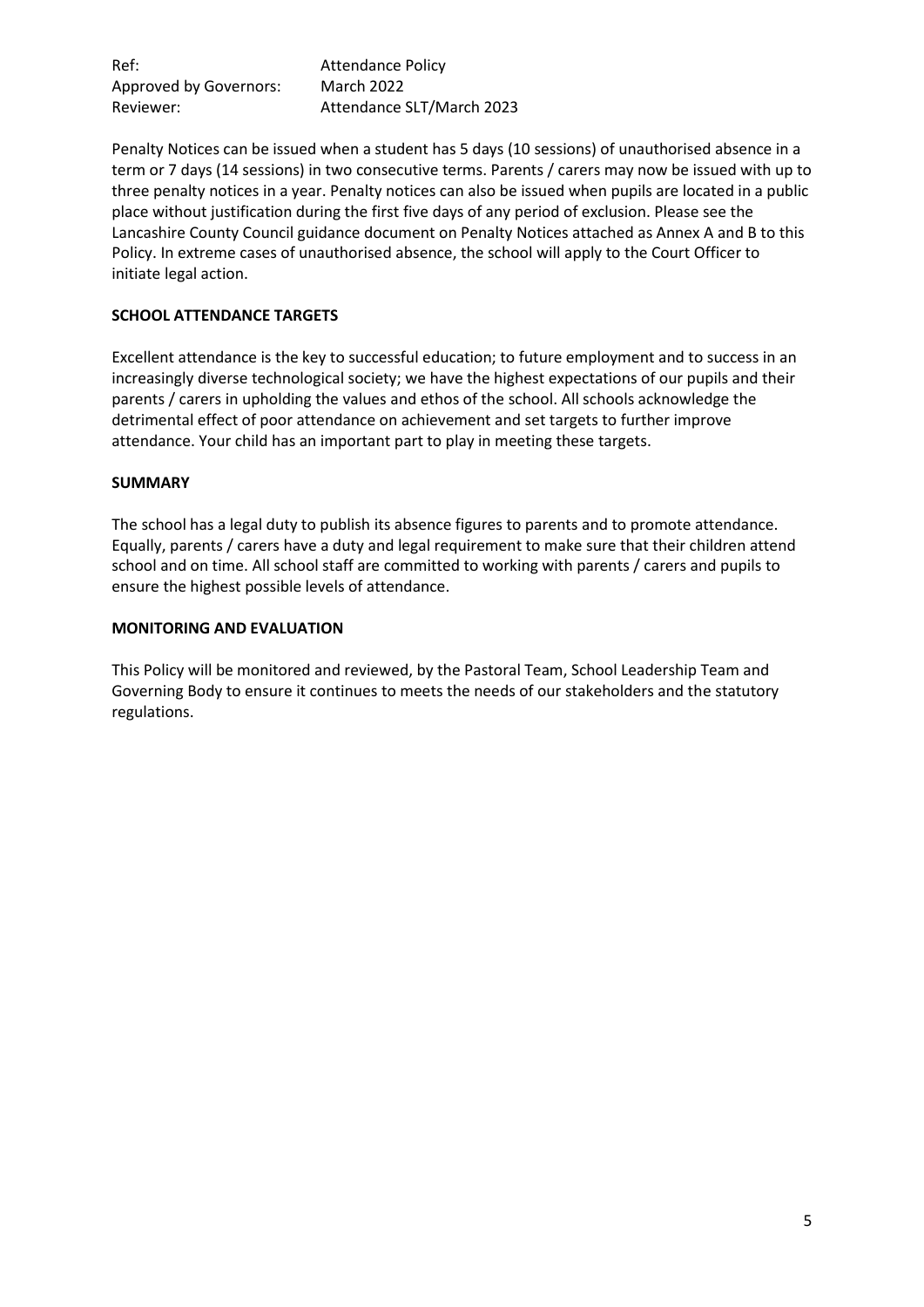Penalty Notices can be issued when a student has 5 days (10 sessions) of unauthorised absence in a term or 7 days (14 sessions) in two consecutive terms. Parents / carers may now be issued with up to three penalty notices in a year. Penalty notices can also be issued when pupils are located in a public place without justification during the first five days of any period of exclusion. Please see the Lancashire County Council guidance document on Penalty Notices attached as Annex A and B to this Policy. In extreme cases of unauthorised absence, the school will apply to the Court Officer to initiate legal action.

**SCHOOL ATTENDANCE TARGETS**

Excellent attendance is the key to successful education; to future employment and to success in an increasingly diverse technological society; we have the highest expectations of our pupils and their parents / carers in upholding the values and ethos of the school. All schools acknowledge the detrimental effect of poor attendance on achievement and set targets to further improve attendance. Your child has an important part to play in meeting these targets.

**SUMMARY**

The school has a legal duty to publish its absence figures to parents and to promote attendance. Equally, parents / carers have a duty and legal requirement to make sure that their children attend school and on time. All school staff are committed to working with parents / carers and pupils to ensure the highest possible levels of attendance.

**MONITORING AND EVALUATION**

This Policy will be monitored and reviewed, by the Pastoral Team, School Leadership Team and Governing Body to ensure it continues to meets the needs of our stakeholders and the statutory regulations.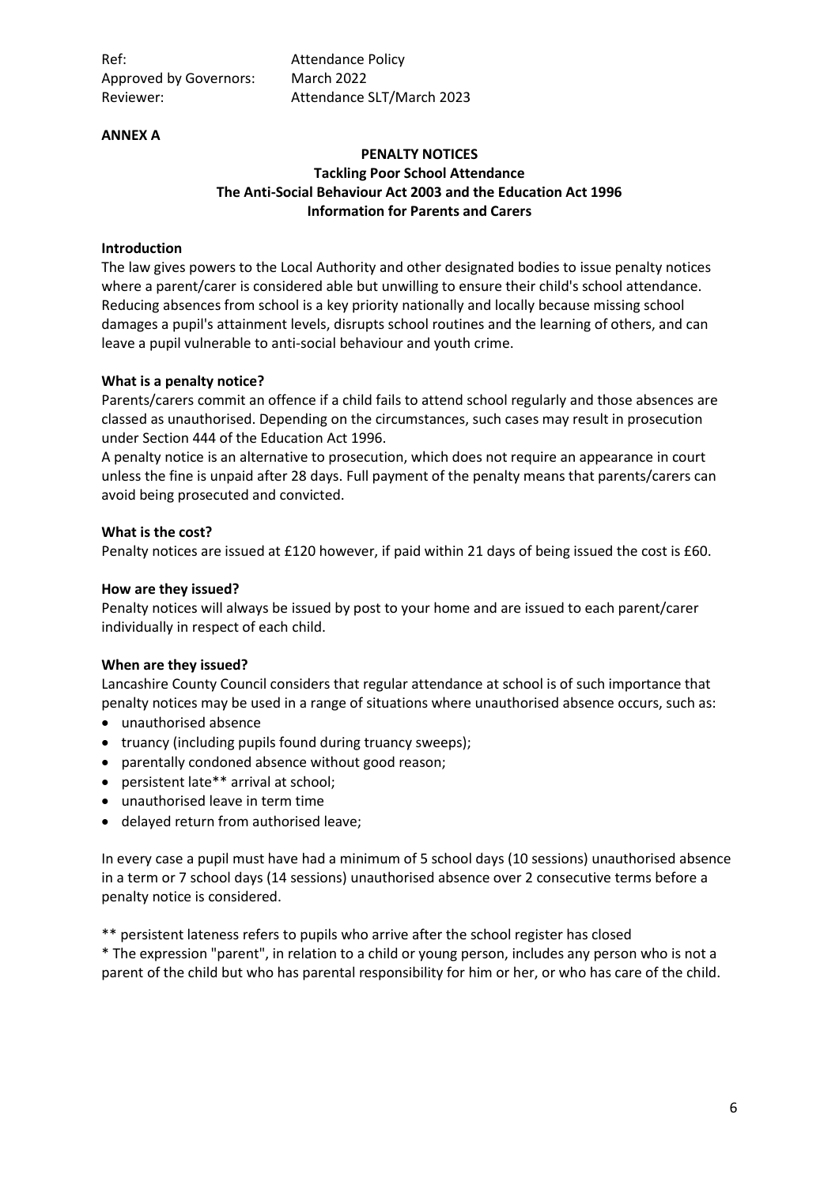Ref: Attendance Policy
Approved by Governors: March 2022
Reviewer: Attendance SLT/March 2023

**ANNEX A**

## PENALTY NOTICES
### Tackling Poor School Attendance
### The Anti-Social Behaviour Act 2003 and the Education Act 1996
### Information for Parents and Carers

**Introduction**

The law gives powers to the Local Authority and other designated bodies to issue penalty notices where a parent/carer is considered able but unwilling to ensure their child's school attendance. Reducing absences from school is a key priority nationally and locally because missing school damages a pupil's attainment levels, disrupts school routines and the learning of others, and can leave a pupil vulnerable to anti-social behaviour and youth crime.

**What is a penalty notice?**

Parents/carers commit an offence if a child fails to attend school regularly and those absences are classed as unauthorised. Depending on the circumstances, such cases may result in prosecution under Section 444 of the Education Act 1996.

A penalty notice is an alternative to prosecution, which does not require an appearance in court unless the fine is unpaid after 28 days. Full payment of the penalty means that parents/carers can avoid being prosecuted and convicted.

**What is the cost?**

Penalty notices are issued at £120 however, if paid within 21 days of being issued the cost is £60.

**How are they issued?**

Penalty notices will always be issued by post to your home and are issued to each parent/carer individually in respect of each child.

**When are they issued?**

Lancashire County Council considers that regular attendance at school is of such importance that penalty notices may be used in a range of situations where unauthorised absence occurs, such as:

- unauthorised absence
- truancy (including pupils found during truancy sweeps);
- parentally condoned absence without good reason;
- persistent late** arrival at school;
- unauthorised leave in term time
- delayed return from authorised leave;

In every case a pupil must have had a minimum of 5 school days (10 sessions) unauthorised absence in a term or 7 school days (14 sessions) unauthorised absence over 2 consecutive terms before a penalty notice is considered.

** persistent lateness refers to pupils who arrive after the school register has closed

* The expression "parent", in relation to a child or young person, includes any person who is not a parent of the child but who has parental responsibility for him or her, or who has care of the child.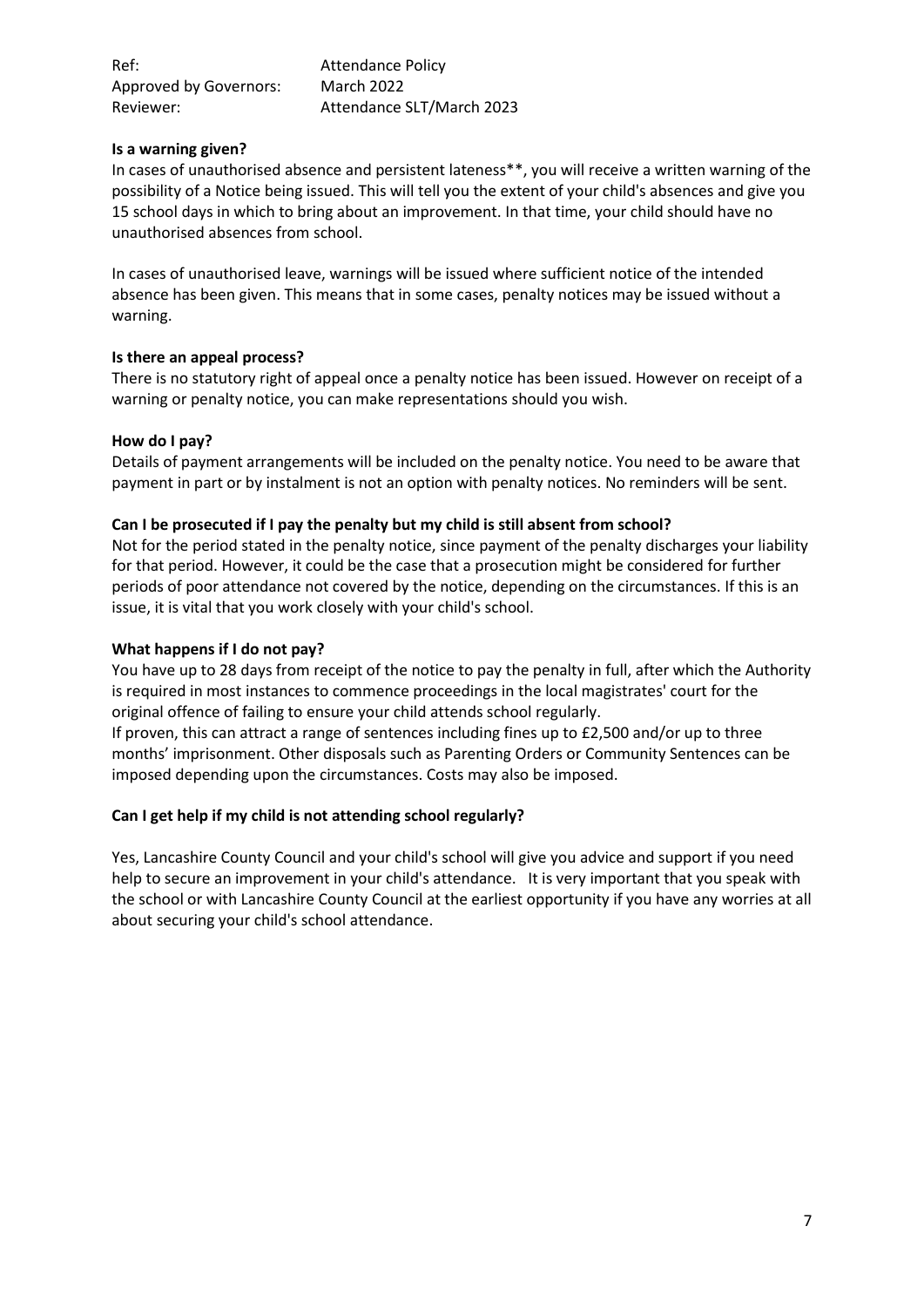**Is a warning given?**

In cases of unauthorised absence and persistent lateness**, you will receive a written warning of the possibility of a Notice being issued. This will tell you the extent of your child's absences and give you 15 school days in which to bring about an improvement. In that time, your child should have no unauthorised absences from school.

In cases of unauthorised leave, warnings will be issued where sufficient notice of the intended absence has been given. This means that in some cases, penalty notices may be issued without a warning.

**Is there an appeal process?**

There is no statutory right of appeal once a penalty notice has been issued. However on receipt of a warning or penalty notice, you can make representations should you wish.

**How do I pay?**

Details of payment arrangements will be included on the penalty notice. You need to be aware that payment in part or by instalment is not an option with penalty notices. No reminders will be sent.

**Can I be prosecuted if I pay the penalty but my child is still absent from school?**

Not for the period stated in the penalty notice, since payment of the penalty discharges your liability for that period. However, it could be the case that a prosecution might be considered for further periods of poor attendance not covered by the notice, depending on the circumstances. If this is an issue, it is vital that you work closely with your child's school.

**What happens if I do not pay?**

You have up to 28 days from receipt of the notice to pay the penalty in full, after which the Authority is required in most instances to commence proceedings in the local magistrates' court for the original offence of failing to ensure your child attends school regularly.
If proven, this can attract a range of sentences including fines up to £2,500 and/or up to three months' imprisonment. Other disposals such as Parenting Orders or Community Sentences can be imposed depending upon the circumstances. Costs may also be imposed.

**Can I get help if my child is not attending school regularly?**

Yes, Lancashire County Council and your child's school will give you advice and support if you need help to secure an improvement in your child's attendance. It is very important that you speak with the school or with Lancashire County Council at the earliest opportunity if you have any worries at all about securing your child's school attendance.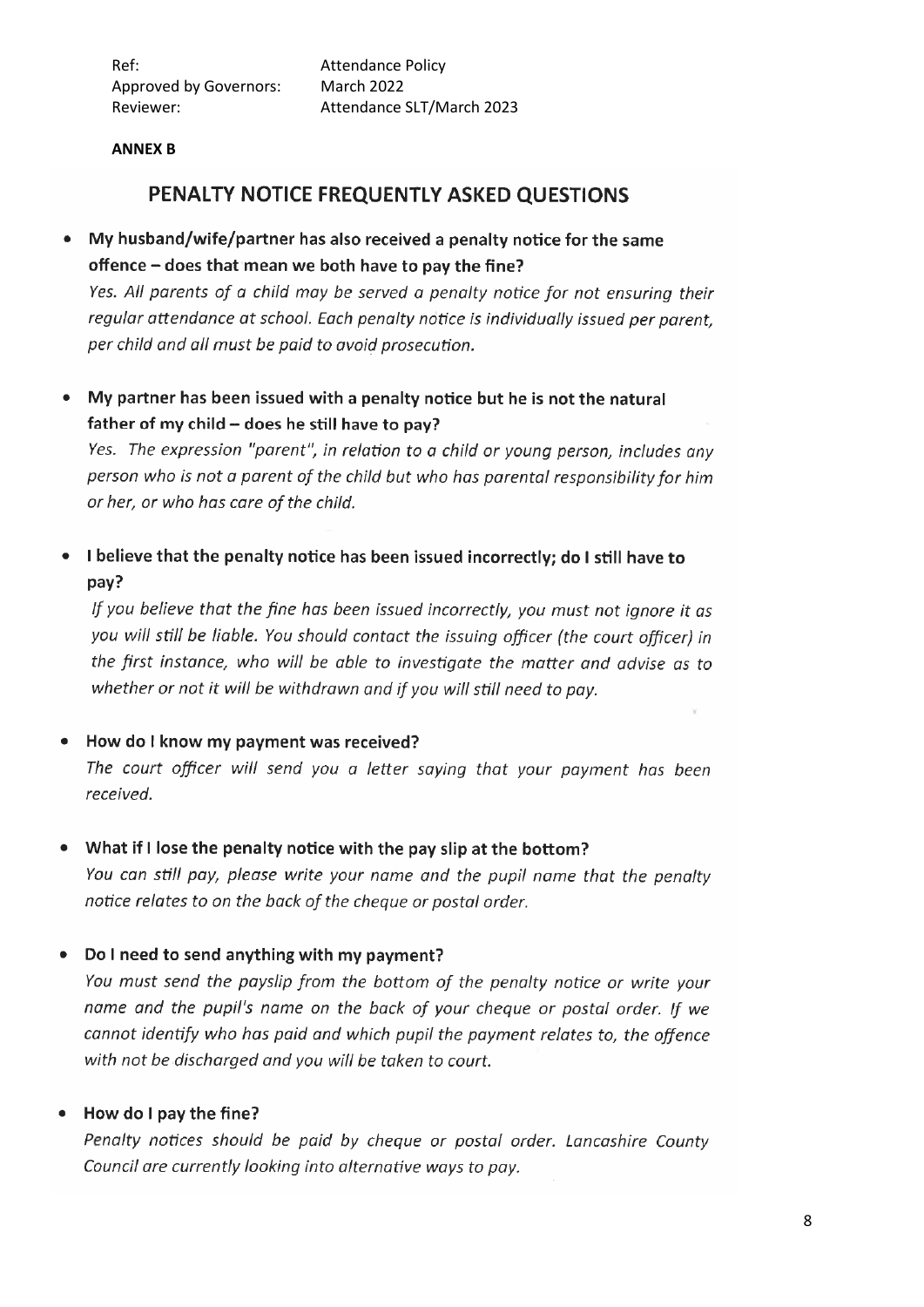| | |
|---|---|
| Ref: | Attendance Policy |
| Approved by Governors: | March 2022 |
| Reviewer: | Attendance SLT/March 2023 |

**ANNEX B**

## PENALTY NOTICE FREQUENTLY ASKED QUESTIONS

- **My husband/wife/partner has also received a penalty notice for the same offence – does that mean we both have to pay the fine?**
  *Yes. All parents of a child may be served a penalty notice for not ensuring their regular attendance at school. Each penalty notice is individually issued per parent, per child and all must be paid to avoid prosecution.*

- **My partner has been issued with a penalty notice but he is not the natural father of my child – does he still have to pay?**
  *Yes. The expression "parent", in relation to a child or young person, includes any person who is not a parent of the child but who has parental responsibility for him or her, or who has care of the child.*

- **I believe that the penalty notice has been issued incorrectly; do I still have to pay?**
  *If you believe that the fine has been issued incorrectly, you must not ignore it as you will still be liable. You should contact the issuing officer (the court officer) in the first instance, who will be able to investigate the matter and advise as to whether or not it will be withdrawn and if you will still need to pay.*

- **How do I know my payment was received?**
  *The court officer will send you a letter saying that your payment has been received.*

- **What if I lose the penalty notice with the pay slip at the bottom?**
  *You can still pay, please write your name and the pupil name that the penalty notice relates to on the back of the cheque or postal order.*

- **Do I need to send anything with my payment?**
  *You must send the payslip from the bottom of the penalty notice or write your name and the pupil's name on the back of your cheque or postal order. If we cannot identify who has paid and which pupil the payment relates to, the offence with not be discharged and you will be taken to court.*

- **How do I pay the fine?**
  *Penalty notices should be paid by cheque or postal order. Lancashire County Council are currently looking into alternative ways to pay.*